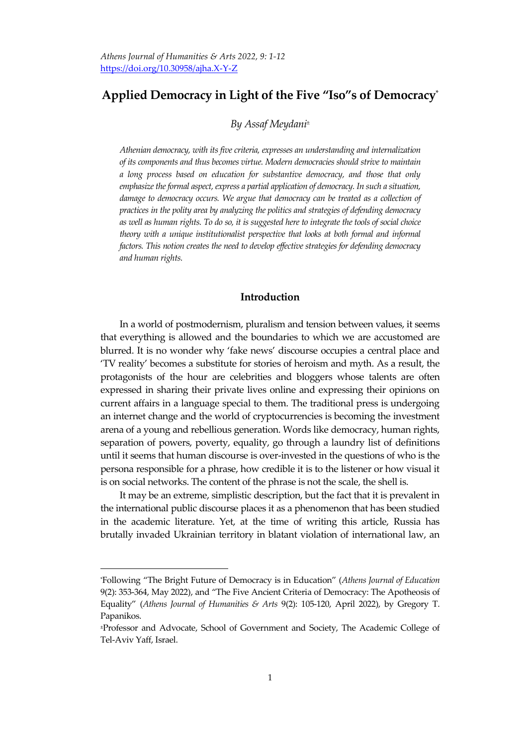# Applied Democracy in Light of the Five "Iso"s of Democracy[*]

*By Assaf Meydani[±]*

*Athenian democracy, with its five criteria, expresses an understanding and internalization of its components and thus becomes virtue. Modern democracies should strive to maintain a long process based on education for substantive democracy, and those that only emphasize the formal aspect, express a partial application of democracy. In such a situation, damage to democracy occurs. We argue that democracy can be treated as a collection of practices in the polity area by analyzing the politics and strategies of defending democracy as well as human rights. To do so, it is suggested here to integrate the tools of social choice theory with a unique institutionalist perspective that looks at both formal and informal factors. This notion creates the need to develop effective strategies for defending democracy and human rights.*

## Introduction

In a world of postmodernism, pluralism and tension between values, it seems that everything is allowed and the boundaries to which we are accustomed are blurred. It is no wonder why 'fake news' discourse occupies a central place and 'TV reality' becomes a substitute for stories of heroism and myth. As a result, the protagonists of the hour are celebrities and bloggers whose talents are often expressed in sharing their private lives online and expressing their opinions on current affairs in a language special to them. The traditional press is undergoing an internet change and the world of cryptocurrencies is becoming the investment arena of a young and rebellious generation. Words like democracy, human rights, separation of powers, poverty, equality, go through a laundry list of definitions until it seems that human discourse is over-invested in the questions of who is the persona responsible for a phrase, how credible it is to the listener or how visual it is on social networks. The content of the phrase is not the scale, the shell is.

It may be an extreme, simplistic description, but the fact that it is prevalent in the international public discourse places it as a phenomenon that has been studied in the academic literature. Yet, at the time of writing this article, Russia has brutally invaded Ukrainian territory in blatant violation of international law, an

---

[*]Following "The Bright Future of Democracy is in Education" (*Athens Journal of Education* 9(2): 353-364, May 2022), and "The Five Ancient Criteria of Democracy: The Apotheosis of Equality" (*Athens Journal of Humanities & Arts* 9(2): 105-120, April 2022), by Gregory T. Papanikos.

[±]Professor and Advocate, School of Government and Society, The Academic College of Tel-Aviv Yaff, Israel.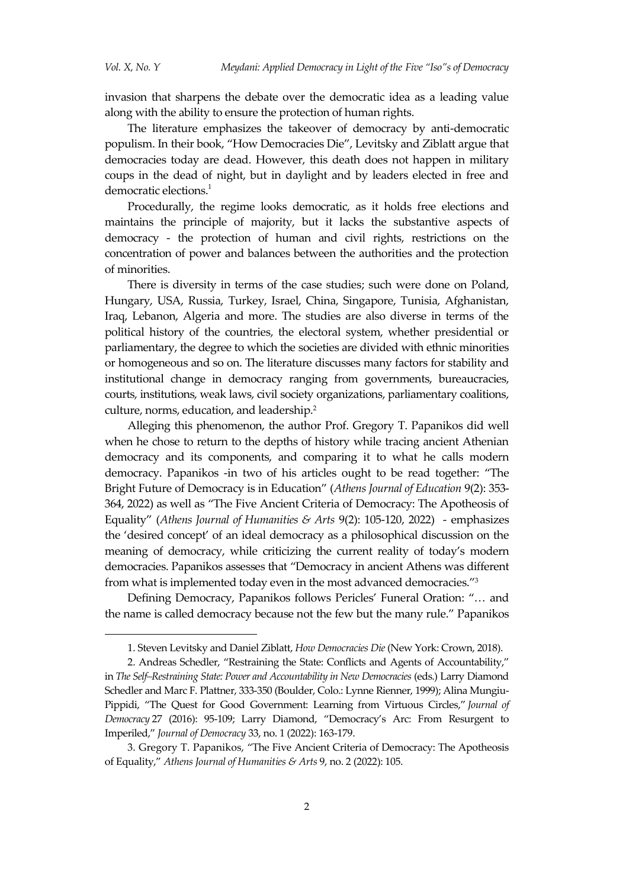invasion that sharpens the debate over the democratic idea as a leading value along with the ability to ensure the protection of human rights.

The literature emphasizes the takeover of democracy by anti-democratic populism. In their book, "How Democracies Die", Levitsky and Ziblatt argue that democracies today are dead. However, this death does not happen in military coups in the dead of night, but in daylight and by leaders elected in free and democratic elections.[1]

Procedurally, the regime looks democratic, as it holds free elections and maintains the principle of majority, but it lacks the substantive aspects of democracy - the protection of human and civil rights, restrictions on the concentration of power and balances between the authorities and the protection of minorities.

There is diversity in terms of the case studies; such were done on Poland, Hungary, USA, Russia, Turkey, Israel, China, Singapore, Tunisia, Afghanistan, Iraq, Lebanon, Algeria and more. The studies are also diverse in terms of the political history of the countries, the electoral system, whether presidential or parliamentary, the degree to which the societies are divided with ethnic minorities or homogeneous and so on. The literature discusses many factors for stability and institutional change in democracy ranging from governments, bureaucracies, courts, institutions, weak laws, civil society organizations, parliamentary coalitions, culture, norms, education, and leadership.[2]

Alleging this phenomenon, the author Prof. Gregory T. Papanikos did well when he chose to return to the depths of history while tracing ancient Athenian democracy and its components, and comparing it to what he calls modern democracy. Papanikos -in two of his articles ought to be read together: "The Bright Future of Democracy is in Education" (*Athens Journal of Education* 9(2): 353-364, 2022) as well as "The Five Ancient Criteria of Democracy: The Apotheosis of Equality" (*Athens Journal of Humanities & Arts* 9(2): 105-120, 2022) - emphasizes the 'desired concept' of an ideal democracy as a philosophical discussion on the meaning of democracy, while criticizing the current reality of today's modern democracies. Papanikos assesses that "Democracy in ancient Athens was different from what is implemented today even in the most advanced democracies."[3]

Defining Democracy, Papanikos follows Pericles' Funeral Oration: "… and the name is called democracy because not the few but the many rule." Papanikos

---

1. Steven Levitsky and Daniel Ziblatt, *How Democracies Die* (New York: Crown, 2018).

2. Andreas Schedler, "Restraining the State: Conflicts and Agents of Accountability," in *The Self–Restraining State: Power and Accountability in New Democracies* (eds.) Larry Diamond Schedler and Marc F. Plattner, 333-350 (Boulder, Colo.: Lynne Rienner, 1999); Alina Mungiu-Pippidi, "The Quest for Good Government: Learning from Virtuous Circles," *Journal of Democracy* 27 (2016): 95-109; Larry Diamond, "Democracy's Arc: From Resurgent to Imperiled," *Journal of Democracy* 33, no. 1 (2022): 163-179.

3. Gregory T. Papanikos, "The Five Ancient Criteria of Democracy: The Apotheosis of Equality," *Athens Journal of Humanities & Arts* 9, no. 2 (2022): 105.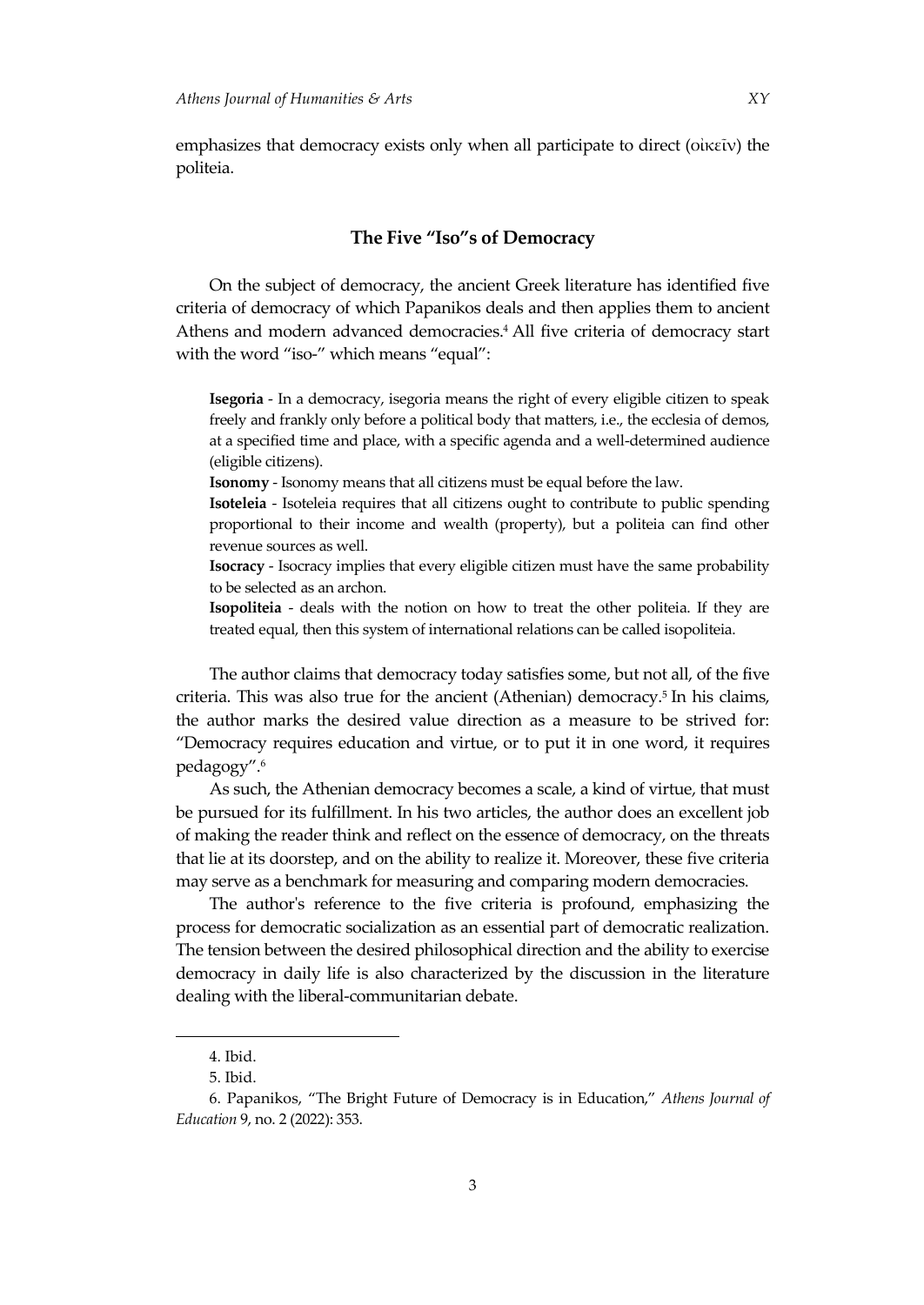emphasizes that democracy exists only when all participate to direct (οἰκεῖν) the politeia.

## The Five "Iso"s of Democracy

On the subject of democracy, the ancient Greek literature has identified five criteria of democracy of which Papanikos deals and then applies them to ancient Athens and modern advanced democracies.[4] All five criteria of democracy start with the word "iso-" which means "equal":

> **Isegoria** - In a democracy, isegoria means the right of every eligible citizen to speak freely and frankly only before a political body that matters, i.e., the ecclesia of demos, at a specified time and place, with a specific agenda and a well-determined audience (eligible citizens).
>
> **Isonomy** - Isonomy means that all citizens must be equal before the law.
>
> **Isoteleia** - Isoteleia requires that all citizens ought to contribute to public spending proportional to their income and wealth (property), but a politeia can find other revenue sources as well.
>
> **Isocracy** - Isocracy implies that every eligible citizen must have the same probability to be selected as an archon.
>
> **Isopoliteia** - deals with the notion on how to treat the other politeia. If they are treated equal, then this system of international relations can be called isopoliteia.

The author claims that democracy today satisfies some, but not all, of the five criteria. This was also true for the ancient (Athenian) democracy.[5] In his claims, the author marks the desired value direction as a measure to be strived for: "Democracy requires education and virtue, or to put it in one word, it requires pedagogy".[6]

As such, the Athenian democracy becomes a scale, a kind of virtue, that must be pursued for its fulfillment. In his two articles, the author does an excellent job of making the reader think and reflect on the essence of democracy, on the threats that lie at its doorstep, and on the ability to realize it. Moreover, these five criteria may serve as a benchmark for measuring and comparing modern democracies.

The author's reference to the five criteria is profound, emphasizing the process for democratic socialization as an essential part of democratic realization. The tension between the desired philosophical direction and the ability to exercise democracy in daily life is also characterized by the discussion in the literature dealing with the liberal-communitarian debate.

---

4. Ibid.

5. Ibid.

6. Papanikos, "The Bright Future of Democracy is in Education," *Athens Journal of Education* 9, no. 2 (2022): 353.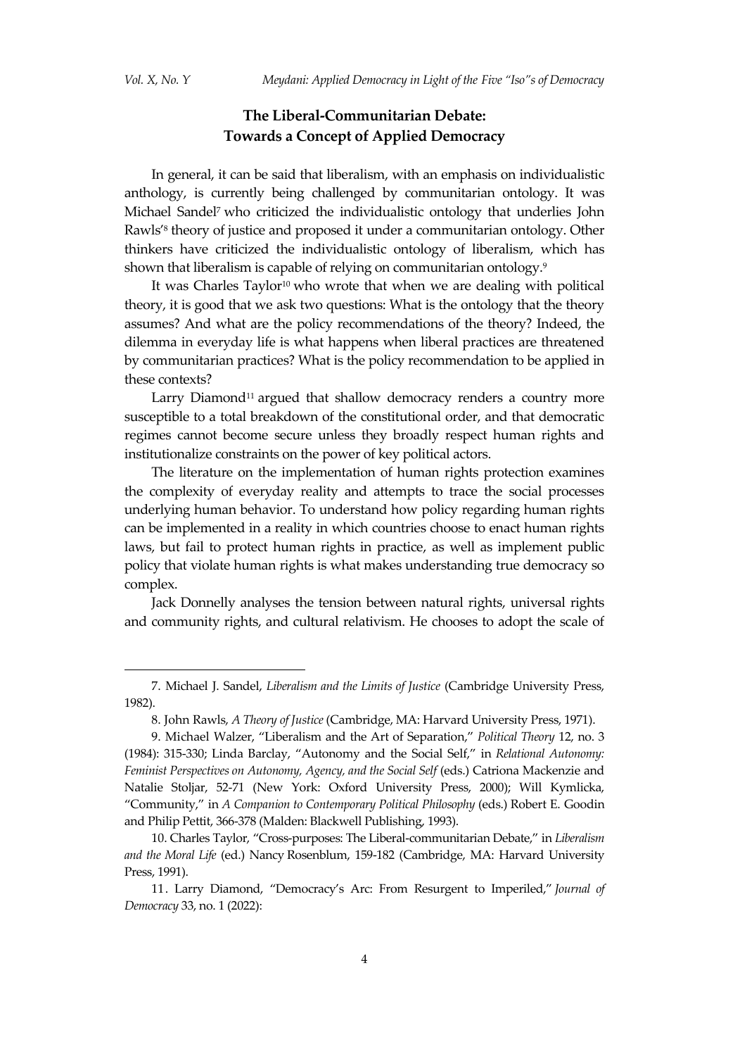## The Liberal-Communitarian Debate: Towards a Concept of Applied Democracy

In general, it can be said that liberalism, with an emphasis on individualistic anthology, is currently being challenged by communitarian ontology. It was Michael Sandel[7] who criticized the individualistic ontology that underlies John Rawls'[8] theory of justice and proposed it under a communitarian ontology. Other thinkers have criticized the individualistic ontology of liberalism, which has shown that liberalism is capable of relying on communitarian ontology.[9]

It was Charles Taylor[10] who wrote that when we are dealing with political theory, it is good that we ask two questions: What is the ontology that the theory assumes? And what are the policy recommendations of the theory? Indeed, the dilemma in everyday life is what happens when liberal practices are threatened by communitarian practices? What is the policy recommendation to be applied in these contexts?

Larry Diamond[11] argued that shallow democracy renders a country more susceptible to a total breakdown of the constitutional order, and that democratic regimes cannot become secure unless they broadly respect human rights and institutionalize constraints on the power of key political actors.

The literature on the implementation of human rights protection examines the complexity of everyday reality and attempts to trace the social processes underlying human behavior. To understand how policy regarding human rights can be implemented in a reality in which countries choose to enact human rights laws, but fail to protect human rights in practice, as well as implement public policy that violate human rights is what makes understanding true democracy so complex.

Jack Donnelly analyses the tension between natural rights, universal rights and community rights, and cultural relativism. He chooses to adopt the scale of

---

7. Michael J. Sandel, *Liberalism and the Limits of Justice* (Cambridge University Press, 1982).

8. John Rawls, *A Theory of Justice* (Cambridge, MA: Harvard University Press, 1971).

9. Michael Walzer, "Liberalism and the Art of Separation," *Political Theory* 12, no. 3 (1984): 315-330; Linda Barclay, "Autonomy and the Social Self," in *Relational Autonomy: Feminist Perspectives on Autonomy, Agency, and the Social Self* (eds.) Catriona Mackenzie and Natalie Stoljar, 52-71 (New York: Oxford University Press, 2000); Will Kymlicka, "Community," in *A Companion to Contemporary Political Philosophy* (eds.) Robert E. Goodin and Philip Pettit, 366-378 (Malden: Blackwell Publishing, 1993).

10. Charles Taylor, "Cross-purposes: The Liberal-communitarian Debate," in *Liberalism and the Moral Life* (ed.) Nancy Rosenblum, 159-182 (Cambridge, MA: Harvard University Press, 1991).

11. Larry Diamond, "Democracy's Arc: From Resurgent to Imperiled," *Journal of Democracy* 33, no. 1 (2022):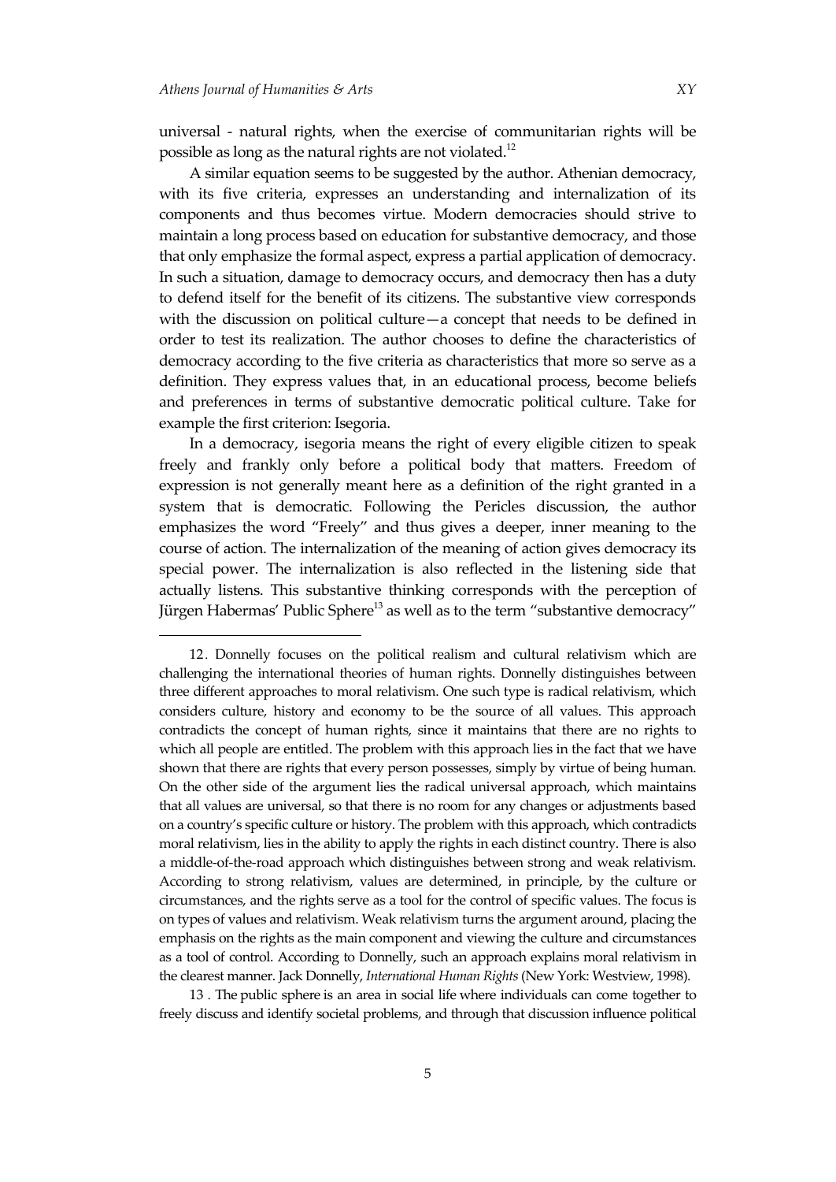universal - natural rights, when the exercise of communitarian rights will be possible as long as the natural rights are not violated.[12]

A similar equation seems to be suggested by the author. Athenian democracy, with its five criteria, expresses an understanding and internalization of its components and thus becomes virtue. Modern democracies should strive to maintain a long process based on education for substantive democracy, and those that only emphasize the formal aspect, express a partial application of democracy. In such a situation, damage to democracy occurs, and democracy then has a duty to defend itself for the benefit of its citizens. The substantive view corresponds with the discussion on political culture—a concept that needs to be defined in order to test its realization. The author chooses to define the characteristics of democracy according to the five criteria as characteristics that more so serve as a definition. They express values that, in an educational process, become beliefs and preferences in terms of substantive democratic political culture. Take for example the first criterion: Isegoria.

In a democracy, isegoria means the right of every eligible citizen to speak freely and frankly only before a political body that matters. Freedom of expression is not generally meant here as a definition of the right granted in a system that is democratic. Following the Pericles discussion, the author emphasizes the word "Freely" and thus gives a deeper, inner meaning to the course of action. The internalization of the meaning of action gives democracy its special power. The internalization is also reflected in the listening side that actually listens. This substantive thinking corresponds with the perception of Jürgen Habermas' Public Sphere[13] as well as to the term "substantive democracy"

---

12. Donnelly focuses on the political realism and cultural relativism which are challenging the international theories of human rights. Donnelly distinguishes between three different approaches to moral relativism. One such type is radical relativism, which considers culture, history and economy to be the source of all values. This approach contradicts the concept of human rights, since it maintains that there are no rights to which all people are entitled. The problem with this approach lies in the fact that we have shown that there are rights that every person possesses, simply by virtue of being human. On the other side of the argument lies the radical universal approach, which maintains that all values are universal, so that there is no room for any changes or adjustments based on a country's specific culture or history. The problem with this approach, which contradicts moral relativism, lies in the ability to apply the rights in each distinct country. There is also a middle-of-the-road approach which distinguishes between strong and weak relativism. According to strong relativism, values are determined, in principle, by the culture or circumstances, and the rights serve as a tool for the control of specific values. The focus is on types of values and relativism. Weak relativism turns the argument around, placing the emphasis on the rights as the main component and viewing the culture and circumstances as a tool of control. According to Donnelly, such an approach explains moral relativism in the clearest manner. Jack Donnelly, *International Human Rights* (New York: Westview, 1998).

13. The public sphere is an area in social life where individuals can come together to freely discuss and identify societal problems, and through that discussion influence political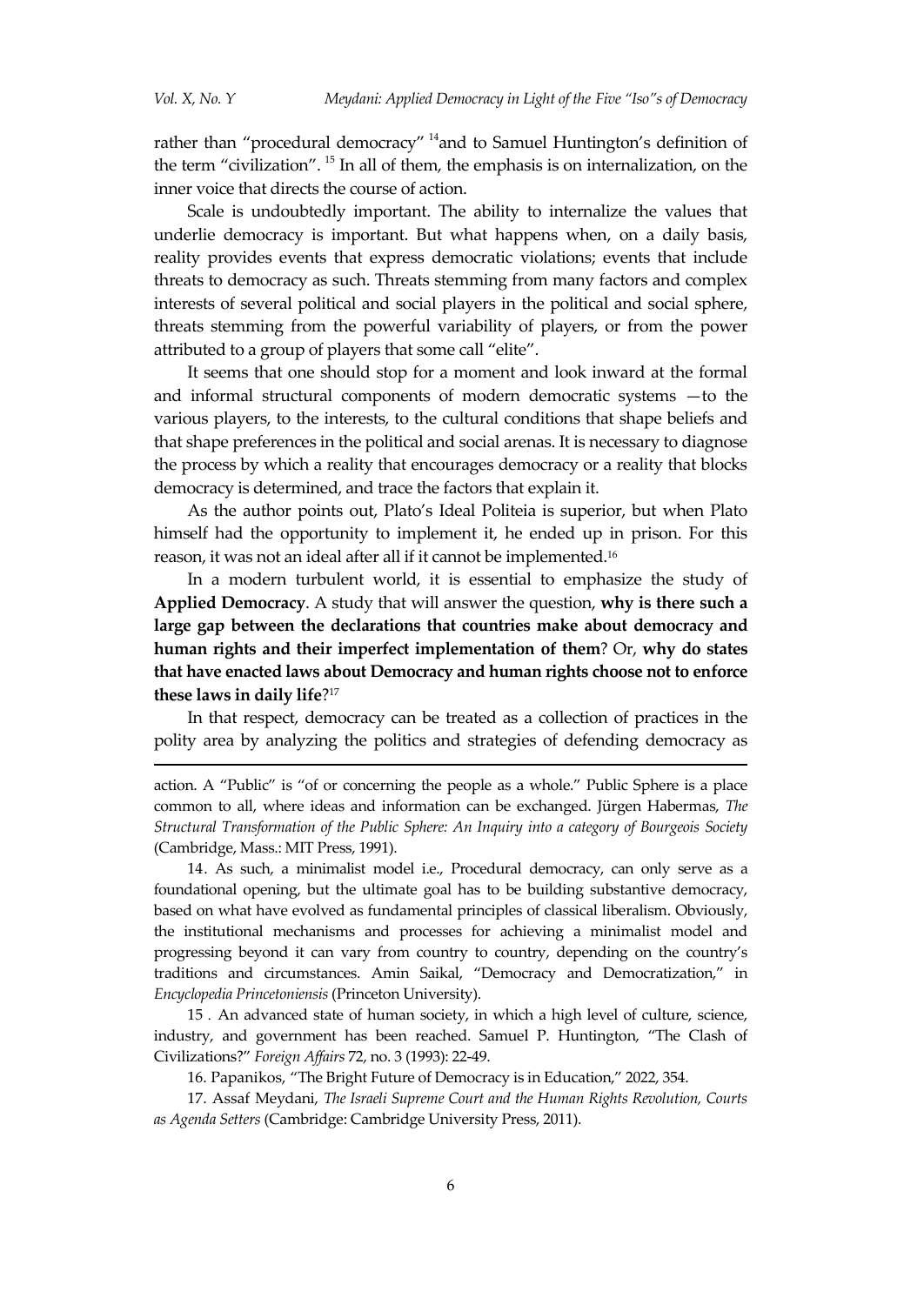rather than "procedural democracy" [14]and to Samuel Huntington's definition of the term "civilization". [15] In all of them, the emphasis is on internalization, on the inner voice that directs the course of action.

Scale is undoubtedly important. The ability to internalize the values that underlie democracy is important. But what happens when, on a daily basis, reality provides events that express democratic violations; events that include threats to democracy as such. Threats stemming from many factors and complex interests of several political and social players in the political and social sphere, threats stemming from the powerful variability of players, or from the power attributed to a group of players that some call "elite".

It seems that one should stop for a moment and look inward at the formal and informal structural components of modern democratic systems —to the various players, to the interests, to the cultural conditions that shape beliefs and that shape preferences in the political and social arenas. It is necessary to diagnose the process by which a reality that encourages democracy or a reality that blocks democracy is determined, and trace the factors that explain it.

As the author points out, Plato's Ideal Politeia is superior, but when Plato himself had the opportunity to implement it, he ended up in prison. For this reason, it was not an ideal after all if it cannot be implemented.[16]

In a modern turbulent world, it is essential to emphasize the study of **Applied Democracy**. A study that will answer the question, **why is there such a large gap between the declarations that countries make about democracy and human rights and their imperfect implementation of them**? Or, **why do states that have enacted laws about Democracy and human rights choose not to enforce these laws in daily life**?[17]

In that respect, democracy can be treated as a collection of practices in the polity area by analyzing the politics and strategies of defending democracy as

---

action. A "Public" is "of or concerning the people as a whole." Public Sphere is a place common to all, where ideas and information can be exchanged. Jürgen Habermas, *The Structural Transformation of the Public Sphere: An Inquiry into a category of Bourgeois Society* (Cambridge, Mass.: MIT Press, 1991).

14. As such, a minimalist model i.e., Procedural democracy, can only serve as a foundational opening, but the ultimate goal has to be building substantive democracy, based on what have evolved as fundamental principles of classical liberalism. Obviously, the institutional mechanisms and processes for achieving a minimalist model and progressing beyond it can vary from country to country, depending on the country's traditions and circumstances. Amin Saikal, "Democracy and Democratization," in *Encyclopedia Princetoniensis* (Princeton University).

15 . An advanced state of human society, in which a high level of culture, science, industry, and government has been reached. Samuel P. Huntington, "The Clash of Civilizations?" *Foreign Affairs* 72, no. 3 (1993): 22-49.

16. Papanikos, "The Bright Future of Democracy is in Education," 2022, 354.

17. Assaf Meydani, *The Israeli Supreme Court and the Human Rights Revolution, Courts as Agenda Setters* (Cambridge: Cambridge University Press, 2011).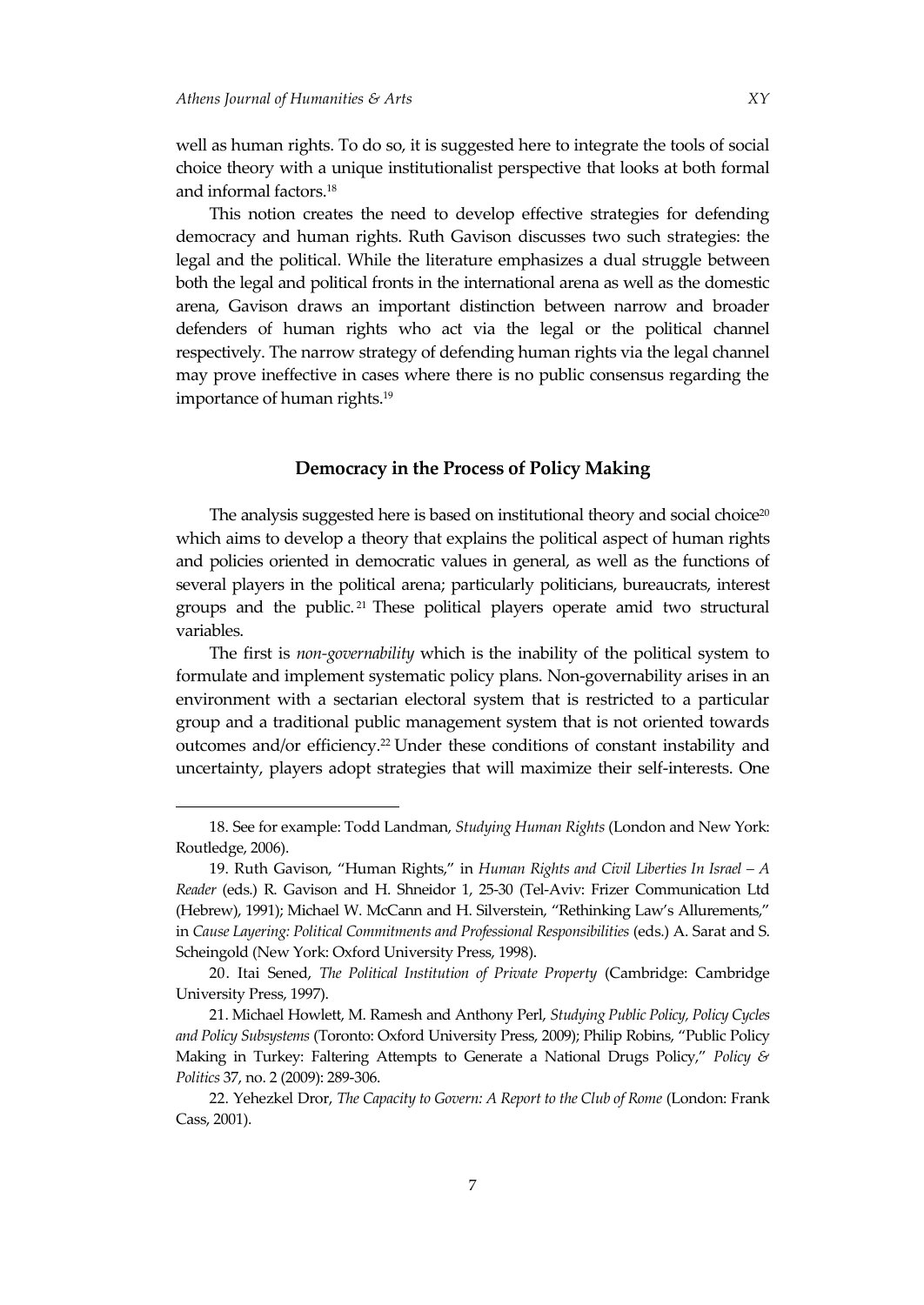well as human rights. To do so, it is suggested here to integrate the tools of social choice theory with a unique institutionalist perspective that looks at both formal and informal factors.[18]

This notion creates the need to develop effective strategies for defending democracy and human rights. Ruth Gavison discusses two such strategies: the legal and the political. While the literature emphasizes a dual struggle between both the legal and political fronts in the international arena as well as the domestic arena, Gavison draws an important distinction between narrow and broader defenders of human rights who act via the legal or the political channel respectively. The narrow strategy of defending human rights via the legal channel may prove ineffective in cases where there is no public consensus regarding the importance of human rights.[19]

## Democracy in the Process of Policy Making

The analysis suggested here is based on institutional theory and social choice[20] which aims to develop a theory that explains the political aspect of human rights and policies oriented in democratic values in general, as well as the functions of several players in the political arena; particularly politicians, bureaucrats, interest groups and the public.[21] These political players operate amid two structural variables.

The first is *non-governability* which is the inability of the political system to formulate and implement systematic policy plans. Non-governability arises in an environment with a sectarian electoral system that is restricted to a particular group and a traditional public management system that is not oriented towards outcomes and/or efficiency.[22] Under these conditions of constant instability and uncertainty, players adopt strategies that will maximize their self-interests. One

---

18. See for example: Todd Landman, *Studying Human Rights* (London and New York: Routledge, 2006).

19. Ruth Gavison, "Human Rights," in *Human Rights and Civil Liberties In Israel – A Reader* (eds.) R. Gavison and H. Shneidor 1, 25-30 (Tel-Aviv: Frizer Communication Ltd (Hebrew), 1991); Michael W. McCann and H. Silverstein, "Rethinking Law's Allurements," in *Cause Layering: Political Commitments and Professional Responsibilities* (eds.) A. Sarat and S. Scheingold (New York: Oxford University Press, 1998).

20. Itai Sened, *The Political Institution of Private Property* (Cambridge: Cambridge University Press, 1997).

21. Michael Howlett, M. Ramesh and Anthony Perl, *Studying Public Policy, Policy Cycles and Policy Subsystems* (Toronto: Oxford University Press, 2009); Philip Robins, "Public Policy Making in Turkey: Faltering Attempts to Generate a National Drugs Policy," *Policy & Politics* 37, no. 2 (2009): 289-306.

22. Yehezkel Dror, *The Capacity to Govern: A Report to the Club of Rome* (London: Frank Cass, 2001).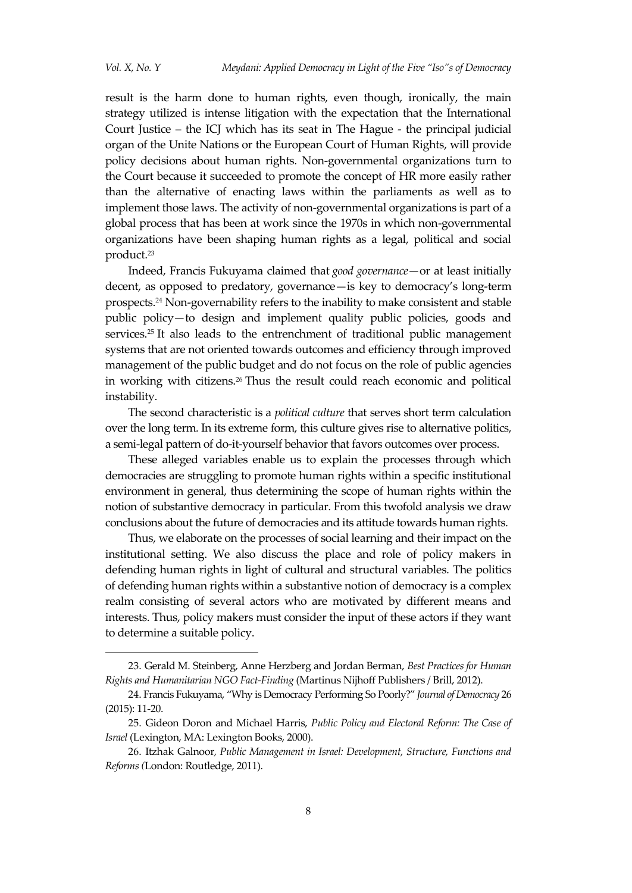result is the harm done to human rights, even though, ironically, the main strategy utilized is intense litigation with the expectation that the International Court Justice – the ICJ which has its seat in The Hague - the principal judicial organ of the Unite Nations or the European Court of Human Rights, will provide policy decisions about human rights. Non-governmental organizations turn to the Court because it succeeded to promote the concept of HR more easily rather than the alternative of enacting laws within the parliaments as well as to implement those laws. The activity of non-governmental organizations is part of a global process that has been at work since the 1970s in which non-governmental organizations have been shaping human rights as a legal, political and social product.[23]

Indeed, Francis Fukuyama claimed that *good governance*—or at least initially decent, as opposed to predatory, governance—is key to democracy's long-term prospects.[24] Non-governability refers to the inability to make consistent and stable public policy—to design and implement quality public policies, goods and services.[25] It also leads to the entrenchment of traditional public management systems that are not oriented towards outcomes and efficiency through improved management of the public budget and do not focus on the role of public agencies in working with citizens.[26] Thus the result could reach economic and political instability.

The second characteristic is a *political culture* that serves short term calculation over the long term. In its extreme form, this culture gives rise to alternative politics, a semi-legal pattern of do-it-yourself behavior that favors outcomes over process.

These alleged variables enable us to explain the processes through which democracies are struggling to promote human rights within a specific institutional environment in general, thus determining the scope of human rights within the notion of substantive democracy in particular. From this twofold analysis we draw conclusions about the future of democracies and its attitude towards human rights.

Thus, we elaborate on the processes of social learning and their impact on the institutional setting. We also discuss the place and role of policy makers in defending human rights in light of cultural and structural variables. The politics of defending human rights within a substantive notion of democracy is a complex realm consisting of several actors who are motivated by different means and interests. Thus, policy makers must consider the input of these actors if they want to determine a suitable policy.

---

23. Gerald M. Steinberg, Anne Herzberg and Jordan Berman, *Best Practices for Human Rights and Humanitarian NGO Fact-Finding* (Martinus Nijhoff Publishers / Brill, 2012).

24. Francis Fukuyama, "Why is Democracy Performing So Poorly?" *Journal of Democracy* 26 (2015): 11-20.

25. Gideon Doron and Michael Harris, *Public Policy and Electoral Reform: The Case of Israel* (Lexington, MA: Lexington Books, 2000).

26. Itzhak Galnoor, *Public Management in Israel: Development, Structure, Functions and Reforms* (London: Routledge, 2011).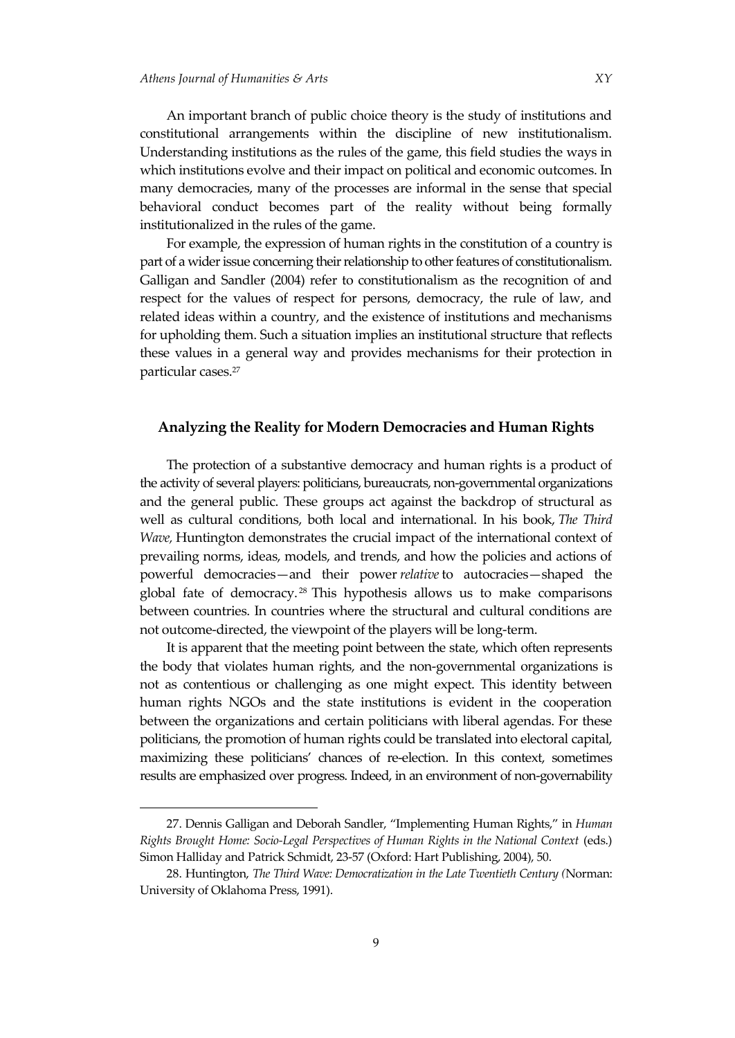An important branch of public choice theory is the study of institutions and constitutional arrangements within the discipline of new institutionalism. Understanding institutions as the rules of the game, this field studies the ways in which institutions evolve and their impact on political and economic outcomes. In many democracies, many of the processes are informal in the sense that special behavioral conduct becomes part of the reality without being formally institutionalized in the rules of the game.

For example, the expression of human rights in the constitution of a country is part of a wider issue concerning their relationship to other features of constitutionalism. Galligan and Sandler (2004) refer to constitutionalism as the recognition of and respect for the values of respect for persons, democracy, the rule of law, and related ideas within a country, and the existence of institutions and mechanisms for upholding them. Such a situation implies an institutional structure that reflects these values in a general way and provides mechanisms for their protection in particular cases.[27]

## Analyzing the Reality for Modern Democracies and Human Rights

The protection of a substantive democracy and human rights is a product of the activity of several players: politicians, bureaucrats, non-governmental organizations and the general public. These groups act against the backdrop of structural as well as cultural conditions, both local and international. In his book, *The Third Wave*, Huntington demonstrates the crucial impact of the international context of prevailing norms, ideas, models, and trends, and how the policies and actions of powerful democracies—and their power *relative* to autocracies—shaped the global fate of democracy.[28] This hypothesis allows us to make comparisons between countries. In countries where the structural and cultural conditions are not outcome-directed, the viewpoint of the players will be long-term.

It is apparent that the meeting point between the state, which often represents the body that violates human rights, and the non-governmental organizations is not as contentious or challenging as one might expect. This identity between human rights NGOs and the state institutions is evident in the cooperation between the organizations and certain politicians with liberal agendas. For these politicians, the promotion of human rights could be translated into electoral capital, maximizing these politicians' chances of re-election. In this context, sometimes results are emphasized over progress. Indeed, in an environment of non-governability

---

27. Dennis Galligan and Deborah Sandler, "Implementing Human Rights," in *Human Rights Brought Home: Socio-Legal Perspectives of Human Rights in the National Context* (eds.) Simon Halliday and Patrick Schmidt, 23-57 (Oxford: Hart Publishing, 2004), 50.

28. Huntington, *The Third Wave: Democratization in the Late Twentieth Century (*Norman: University of Oklahoma Press, 1991).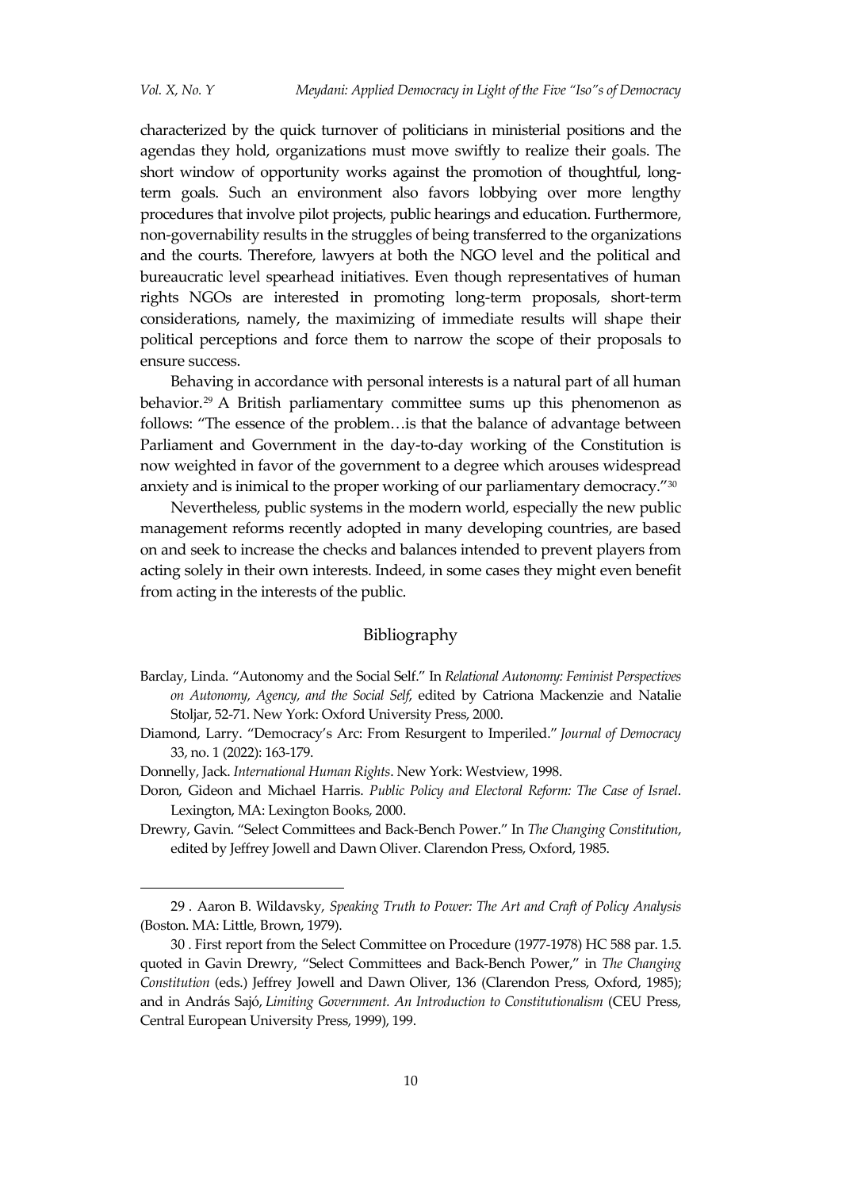characterized by the quick turnover of politicians in ministerial positions and the agendas they hold, organizations must move swiftly to realize their goals. The short window of opportunity works against the promotion of thoughtful, long-term goals. Such an environment also favors lobbying over more lengthy procedures that involve pilot projects, public hearings and education. Furthermore, non-governability results in the struggles of being transferred to the organizations and the courts. Therefore, lawyers at both the NGO level and the political and bureaucratic level spearhead initiatives. Even though representatives of human rights NGOs are interested in promoting long-term proposals, short-term considerations, namely, the maximizing of immediate results will shape their political perceptions and force them to narrow the scope of their proposals to ensure success.

Behaving in accordance with personal interests is a natural part of all human behavior.[29] A British parliamentary committee sums up this phenomenon as follows: "The essence of the problem…is that the balance of advantage between Parliament and Government in the day-to-day working of the Constitution is now weighted in favor of the government to a degree which arouses widespread anxiety and is inimical to the proper working of our parliamentary democracy."[30]

Nevertheless, public systems in the modern world, especially the new public management reforms recently adopted in many developing countries, are based on and seek to increase the checks and balances intended to prevent players from acting solely in their own interests. Indeed, in some cases they might even benefit from acting in the interests of the public.

## Bibliography

Barclay, Linda. "Autonomy and the Social Self." In *Relational Autonomy: Feminist Perspectives on Autonomy, Agency, and the Social Self*, edited by Catriona Mackenzie and Natalie Stoljar, 52-71. New York: Oxford University Press, 2000.

Diamond, Larry. "Democracy's Arc: From Resurgent to Imperiled." *Journal of Democracy* 33, no. 1 (2022): 163-179.

Donnelly, Jack. *International Human Rights*. New York: Westview, 1998.

Doron, Gideon and Michael Harris. *Public Policy and Electoral Reform: The Case of Israel*. Lexington, MA: Lexington Books, 2000.

Drewry, Gavin. "Select Committees and Back-Bench Power." In *The Changing Constitution*, edited by Jeffrey Jowell and Dawn Oliver. Clarendon Press, Oxford, 1985.

---

29 . Aaron B. Wildavsky, *Speaking Truth to Power: The Art and Craft of Policy Analysis* (Boston. MA: Little, Brown, 1979).

30 . First report from the Select Committee on Procedure (1977-1978) HC 588 par. 1.5. quoted in Gavin Drewry, "Select Committees and Back-Bench Power," in *The Changing Constitution* (eds.) Jeffrey Jowell and Dawn Oliver, 136 (Clarendon Press, Oxford, 1985); and in András Sajó, *Limiting Government. An Introduction to Constitutionalism* (CEU Press, Central European University Press, 1999), 199.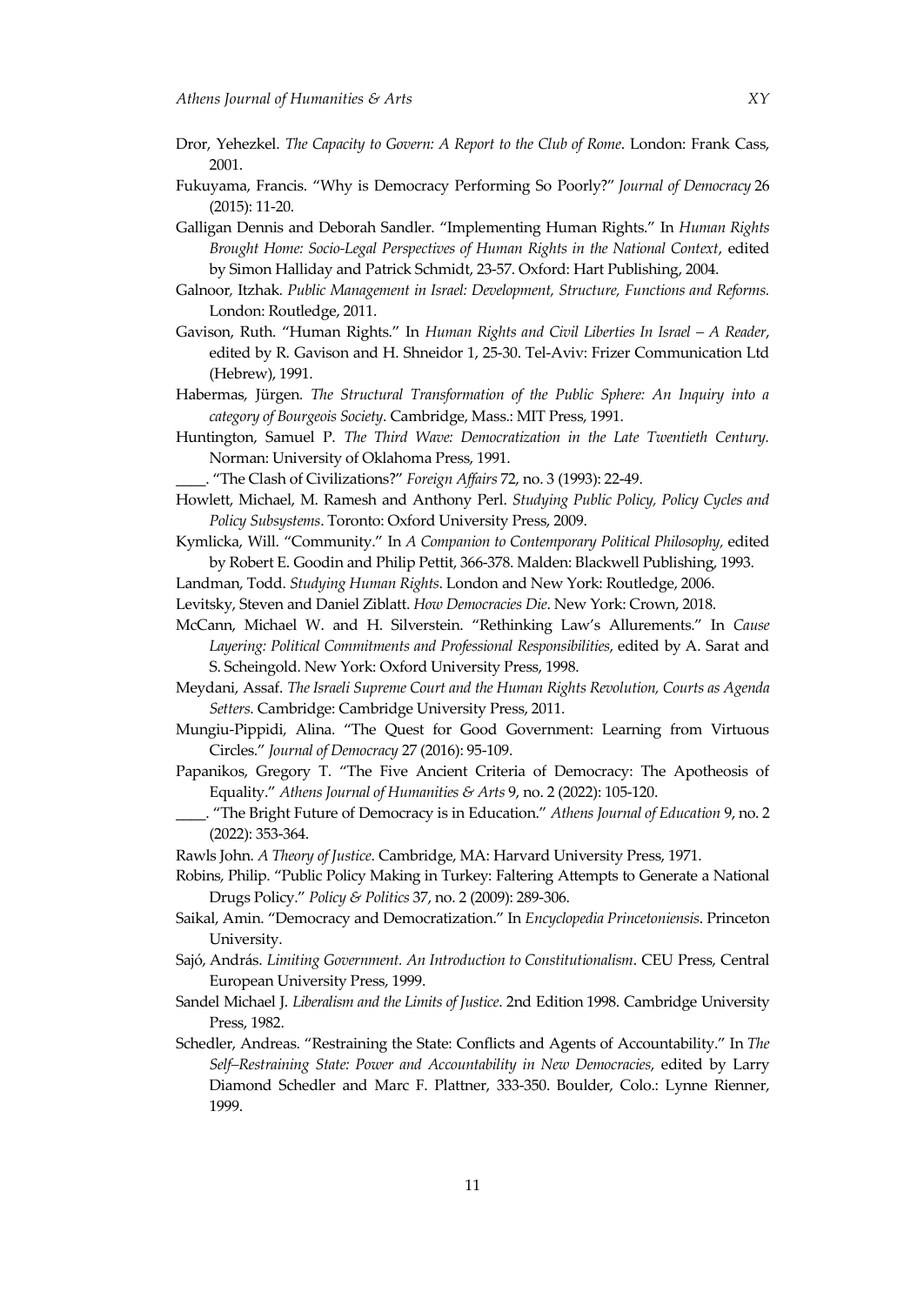Dror, Yehezkel. *The Capacity to Govern: A Report to the Club of Rome*. London: Frank Cass, 2001.

Fukuyama, Francis. "Why is Democracy Performing So Poorly?" *Journal of Democracy* 26 (2015): 11-20.

Galligan Dennis and Deborah Sandler. "Implementing Human Rights." In *Human Rights Brought Home: Socio-Legal Perspectives of Human Rights in the National Context*, edited by Simon Halliday and Patrick Schmidt, 23-57. Oxford: Hart Publishing, 2004.

Galnoor, Itzhak. *Public Management in Israel: Development, Structure, Functions and Reforms.* London: Routledge, 2011.

Gavison, Ruth. "Human Rights." In *Human Rights and Civil Liberties In Israel – A Reader*, edited by R. Gavison and H. Shneidor 1, 25-30. Tel-Aviv: Frizer Communication Ltd (Hebrew), 1991.

Habermas, Jürgen. *The Structural Transformation of the Public Sphere: An Inquiry into a category of Bourgeois Society*. Cambridge, Mass.: MIT Press, 1991.

Huntington, Samuel P. *The Third Wave: Democratization in the Late Twentieth Century.* Norman: University of Oklahoma Press, 1991.

____. "The Clash of Civilizations?" *Foreign Affairs* 72, no. 3 (1993): 22-49.

Howlett, Michael, M. Ramesh and Anthony Perl. *Studying Public Policy, Policy Cycles and Policy Subsystems*. Toronto: Oxford University Press, 2009.

Kymlicka, Will. "Community." In *A Companion to Contemporary Political Philosophy*, edited by Robert E. Goodin and Philip Pettit, 366-378. Malden: Blackwell Publishing, 1993.

Landman, Todd. *Studying Human Rights*. London and New York: Routledge, 2006.

Levitsky, Steven and Daniel Ziblatt. *How Democracies Die*. New York: Crown, 2018.

McCann, Michael W. and H. Silverstein. "Rethinking Law's Allurements." In *Cause Layering: Political Commitments and Professional Responsibilities*, edited by A. Sarat and S. Scheingold. New York: Oxford University Press, 1998.

Meydani, Assaf. *The Israeli Supreme Court and the Human Rights Revolution, Courts as Agenda Setters*. Cambridge: Cambridge University Press, 2011.

Mungiu-Pippidi, Alina. "The Quest for Good Government: Learning from Virtuous Circles." *Journal of Democracy* 27 (2016): 95-109.

Papanikos, Gregory T. "The Five Ancient Criteria of Democracy: The Apotheosis of Equality." *Athens Journal of Humanities & Arts* 9, no. 2 (2022): 105-120.

____. "The Bright Future of Democracy is in Education." *Athens Journal of Education* 9, no. 2 (2022): 353-364.

Rawls John. *A Theory of Justice*. Cambridge, MA: Harvard University Press, 1971.

Robins, Philip. "Public Policy Making in Turkey: Faltering Attempts to Generate a National Drugs Policy." *Policy & Politics* 37, no. 2 (2009): 289-306.

Saikal, Amin. "Democracy and Democratization." In *Encyclopedia Princetoniensis*. Princeton University.

Sajó, András. *Limiting Government. An Introduction to Constitutionalism*. CEU Press, Central European University Press, 1999.

Sandel Michael J. *Liberalism and the Limits of Justice*. 2nd Edition 1998. Cambridge University Press, 1982.

Schedler, Andreas. "Restraining the State: Conflicts and Agents of Accountability." In *The Self–Restraining State: Power and Accountability in New Democracies*, edited by Larry Diamond Schedler and Marc F. Plattner, 333-350. Boulder, Colo.: Lynne Rienner, 1999.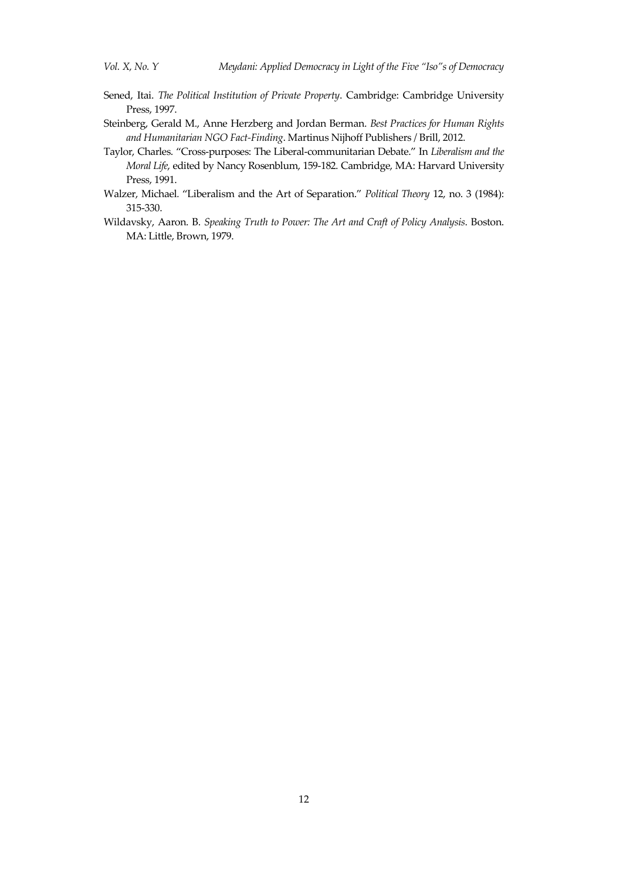Sened, Itai. *The Political Institution of Private Property*. Cambridge: Cambridge University Press, 1997.

Steinberg, Gerald M., Anne Herzberg and Jordan Berman. *Best Practices for Human Rights and Humanitarian NGO Fact-Finding*. Martinus Nijhoff Publishers / Brill, 2012.

Taylor, Charles. "Cross-purposes: The Liberal-communitarian Debate." In *Liberalism and the Moral Life*, edited by Nancy Rosenblum, 159-182. Cambridge, MA: Harvard University Press, 1991.

Walzer, Michael. "Liberalism and the Art of Separation." *Political Theory* 12, no. 3 (1984): 315-330.

Wildavsky, Aaron. B. *Speaking Truth to Power: The Art and Craft of Policy Analysis*. Boston. MA: Little, Brown, 1979.